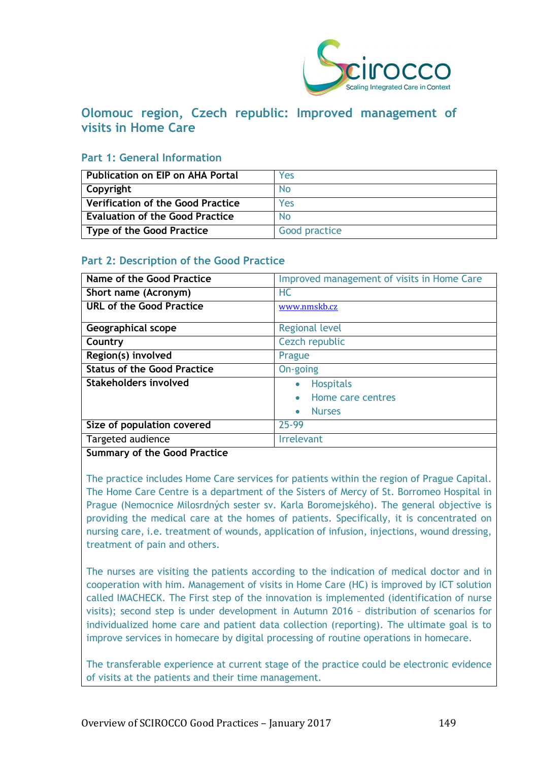# Olomouc region, Czech republic: Improved management of visits in Home Care

## Part 1: General Information

| | |
|---|---|
| **Publication on EIP on AHA Portal** | Yes |
| **Copyright** | No |
| **Verification of the Good Practice** | Yes |
| **Evaluation of the Good Practice** | No |
| **Type of the Good Practice** | Good practice |

## Part 2: Description of the Good Practice

| | |
|---|---|
| **Name of the Good Practice** | Improved management of visits in Home Care |
| **Short name (Acronym)** | HC |
| **URL of the Good Practice** | www.nmskb.cz |
| **Geographical scope** | Regional level |
| **Country** | Cezch republic |
| **Region(s) involved** | Prague |
| **Status of the Good Practice** | On-going |
| **Stakeholders involved** | • Hospitals<br>• Home care centres<br>• Nurses |
| **Size of population covered** | 25-99 |
| Targeted audience | Irrelevant |

**Summary of the Good Practice**

The practice includes Home Care services for patients within the region of Prague Capital. The Home Care Centre is a department of the Sisters of Mercy of St. Borromeo Hospital in Prague (Nemocnice Milosrdných sester sv. Karla Boromejského). The general objective is providing the medical care at the homes of patients. Specifically, it is concentrated on nursing care, i.e. treatment of wounds, application of infusion, injections, wound dressing, treatment of pain and others.

The nurses are visiting the patients according to the indication of medical doctor and in cooperation with him. Management of visits in Home Care (HC) is improved by ICT solution called IMACHECK. The First step of the innovation is implemented (identification of nurse visits); second step is under development in Autumn 2016 – distribution of scenarios for individualized home care and patient data collection (reporting). The ultimate goal is to improve services in homecare by digital processing of routine operations in homecare.

The transferable experience at current stage of the practice could be electronic evidence of visits at the patients and their time management.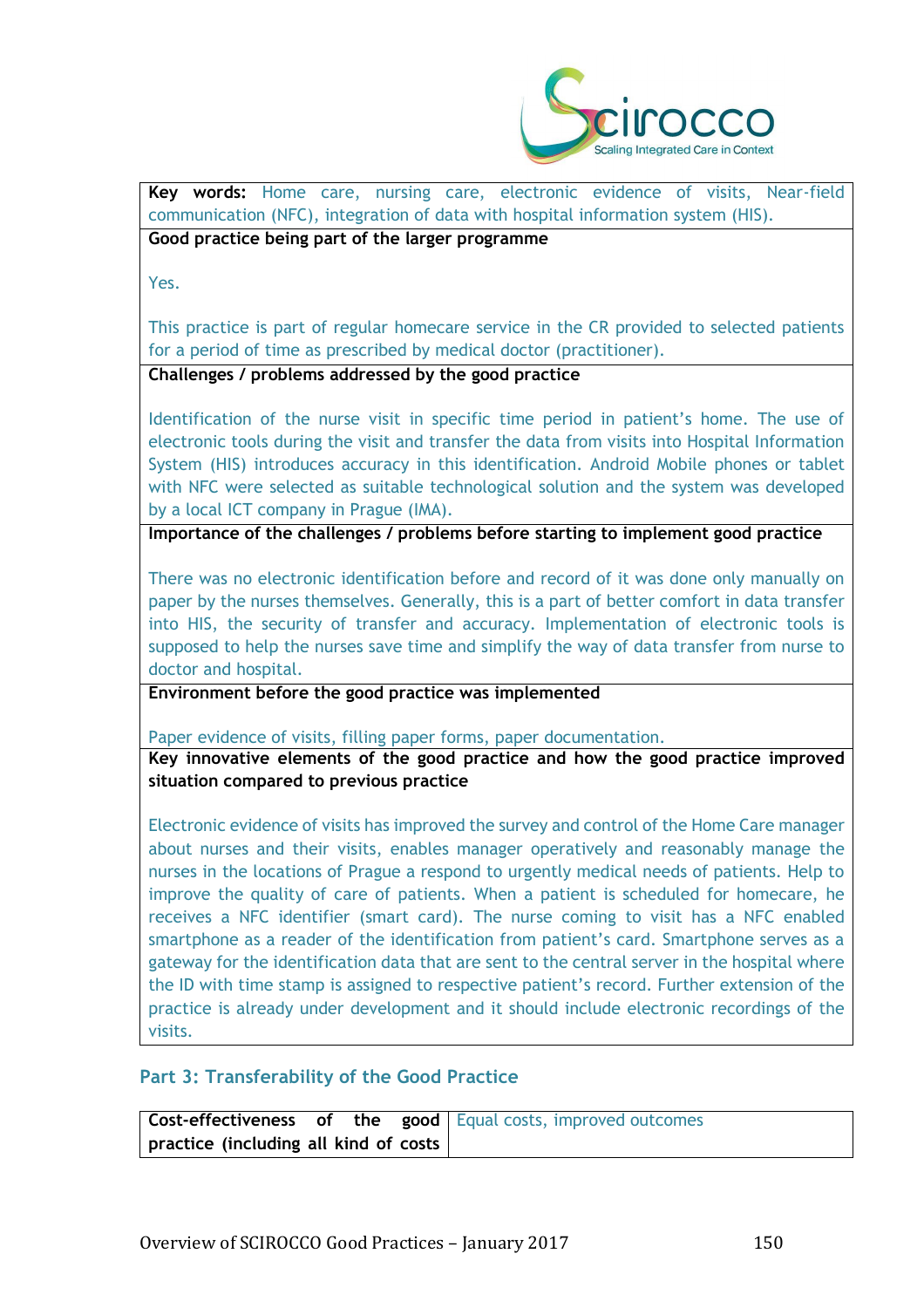| | |
|---|---|
| **Key words:** Home care, nursing care, electronic evidence of visits, Near-field communication (NFC), integration of data with hospital information system (HIS). | |

**Good practice being part of the larger programme**

Yes.

This practice is part of regular homecare service in the CR provided to selected patients for a period of time as prescribed by medical doctor (practitioner).

**Challenges / problems addressed by the good practice**

Identification of the nurse visit in specific time period in patient's home. The use of electronic tools during the visit and transfer the data from visits into Hospital Information System (HIS) introduces accuracy in this identification. Android Mobile phones or tablet with NFC were selected as suitable technological solution and the system was developed by a local ICT company in Prague (IMA).

**Importance of the challenges / problems before starting to implement good practice**

There was no electronic identification before and record of it was done only manually on paper by the nurses themselves. Generally, this is a part of better comfort in data transfer into HIS, the security of transfer and accuracy. Implementation of electronic tools is supposed to help the nurses save time and simplify the way of data transfer from nurse to doctor and hospital.

**Environment before the good practice was implemented**

Paper evidence of visits, filling paper forms, paper documentation.

**Key innovative elements of the good practice and how the good practice improved situation compared to previous practice**

Electronic evidence of visits has improved the survey and control of the Home Care manager about nurses and their visits, enables manager operatively and reasonably manage the nurses in the locations of Prague a respond to urgently medical needs of patients. Help to improve the quality of care of patients. When a patient is scheduled for homecare, he receives a NFC identifier (smart card). The nurse coming to visit has a NFC enabled smartphone as a reader of the identification from patient's card. Smartphone serves as a gateway for the identification data that are sent to the central server in the hospital where the ID with time stamp is assigned to respective patient's record. Further extension of the practice is already under development and it should include electronic recordings of the visits.

## Part 3: Transferability of the Good Practice

| | |
|---|---|
| **Cost-effectiveness of the good practice (including all kind of costs** | Equal costs, improved outcomes |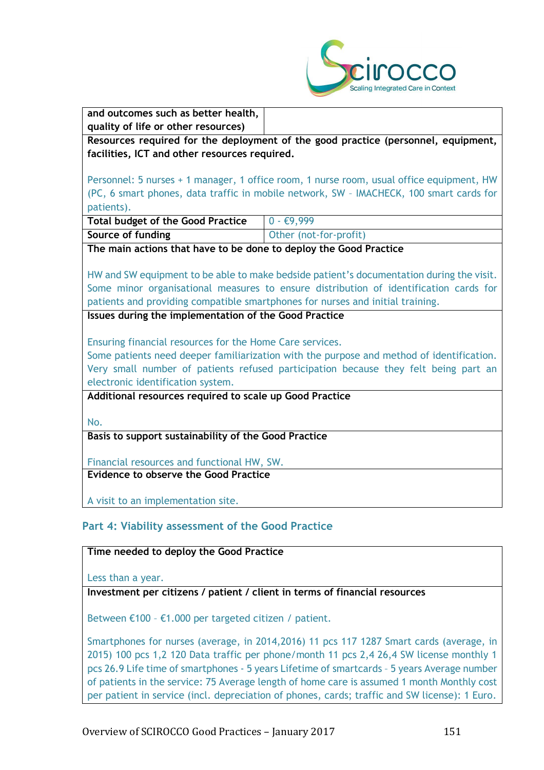| and outcomes such as better health, quality of life or other resources) | |
|---|---|
| **Resources required for the deployment of the good practice (personnel, equipment, facilities, ICT and other resources required.**<br><br>Personnel: 5 nurses + 1 manager, 1 office room, 1 nurse room, usual office equipment, HW (PC, 6 smart phones, data traffic in mobile network, SW – IMACHECK, 100 smart cards for patients). | |
| **Total budget of the Good Practice** | 0 - €9,999 |
| **Source of funding** | Other (not-for-profit) |
| **The main actions that have to be done to deploy the Good Practice**<br><br>HW and SW equipment to be able to make bedside patient's documentation during the visit. Some minor organisational measures to ensure distribution of identification cards for patients and providing compatible smartphones for nurses and initial training. | |
| **Issues during the implementation of the Good Practice**<br><br>Ensuring financial resources for the Home Care services.<br>Some patients need deeper familiarization with the purpose and method of identification. Very small number of patients refused participation because they felt being part an electronic identification system. | |
| **Additional resources required to scale up Good Practice**<br><br>No. | |
| **Basis to support sustainability of the Good Practice**<br><br>Financial resources and functional HW, SW. | |
| **Evidence to observe the Good Practice**<br><br>A visit to an implementation site. | |

## Part 4: Viability assessment of the Good Practice

| **Time needed to deploy the Good Practice**<br><br>Less than a year. |
|---|
| **Investment per citizens / patient / client in terms of financial resources**<br><br>Between €100 – €1.000 per targeted citizen / patient.<br><br>Smartphones for nurses (average, in 2014,2016) 11 pcs 117 1287 Smart cards (average, in 2015) 100 pcs 1,2 120 Data traffic per phone/month 11 pcs 2,4 26,4 SW license monthly 1 pcs 26.9 Life time of smartphones - 5 years Lifetime of smartcards – 5 years Average number of patients in the service: 75 Average length of home care is assumed 1 month Monthly cost per patient in service (incl. depreciation of phones, cards; traffic and SW license): 1 Euro. |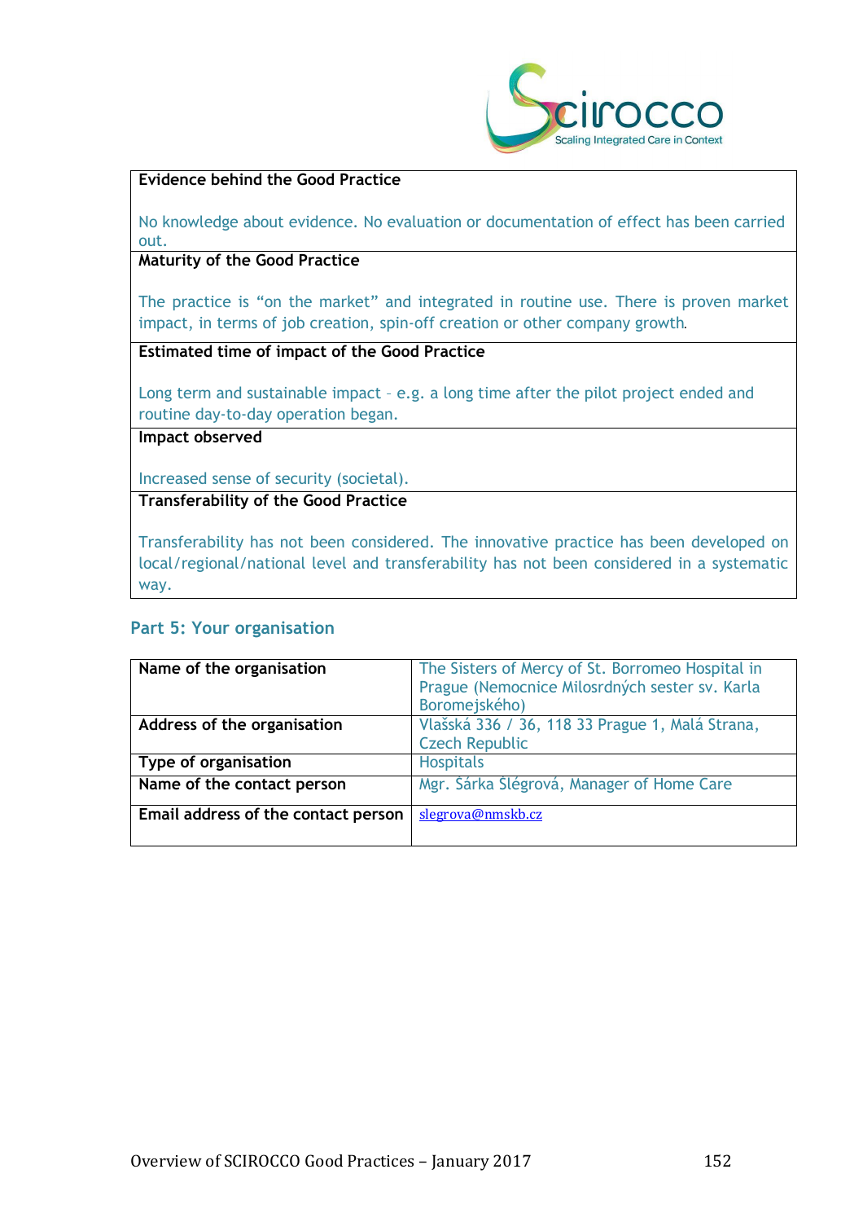| Evidence behind the Good Practice |
|---|
| No knowledge about evidence. No evaluation or documentation of effect has been carried out. |
| **Maturity of the Good Practice** |
| The practice is "on the market" and integrated in routine use. There is proven market impact, in terms of job creation, spin-off creation or other company growth. |
| **Estimated time of impact of the Good Practice** |
| Long term and sustainable impact – e.g. a long time after the pilot project ended and routine day-to-day operation began. |
| **Impact observed** |
| Increased sense of security (societal). |
| **Transferability of the Good Practice** |
| Transferability has not been considered. The innovative practice has been developed on local/regional/national level and transferability has not been considered in a systematic way. |

## Part 5: Your organisation

| | |
|---|---|
| **Name of the organisation** | The Sisters of Mercy of St. Borromeo Hospital in Prague (Nemocnice Milosrdných sester sv. Karla Boromejského) |
| **Address of the organisation** | Vlašská 336 / 36, 118 33 Prague 1, Malá Strana, Czech Republic |
| **Type of organisation** | Hospitals |
| **Name of the contact person** | Mgr. Šárka Slégrová, Manager of Home Care |
| **Email address of the contact person** | slegrova@nmskb.cz |